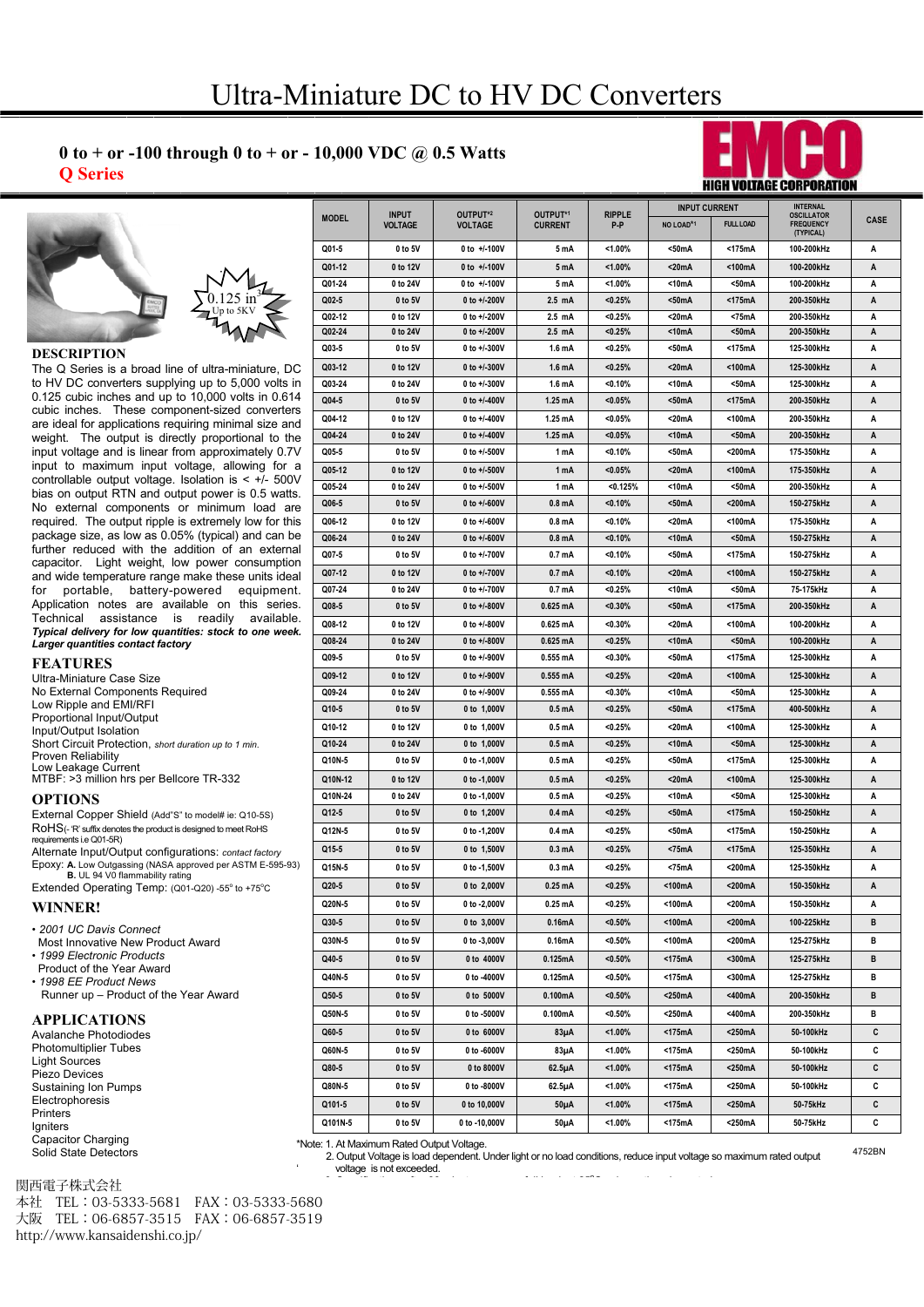# Ultra-Miniature DC to HV DC Converters

**0 to + or -100 through 0 to + or - 10,000 VDC @ 0.5 Watts**

**Q Series**

EMCO HIGH VOLTAGE CORPORATION

0.125 in³ Up to 5KV

## DESCRIPTION

The Q Series is a broad line of ultra-miniature, DC to HV DC converters supplying up to 5,000 volts in 0.125 cubic inches and up to 10,000 volts in 0.614 cubic inches. These component-sized converters are ideal for applications requiring minimal size and weight. The output is directly proportional to the input voltage and is linear from approximately 0.7V input to maximum input voltage, allowing for a controllable output voltage. Isolation is < +/- 500V bias on output RTN and output power is 0.5 watts. No external components or minimum load are required. The output ripple is extremely low for this package size, as low as 0.05% (typical) and can be further reduced with the addition of an external capacitor. Light weight, low power consumption and wide temperature range make these units ideal for portable, battery-powered equipment. Application notes are available on this series. Technical assistance is readily available.

***Typical delivery for low quantities: stock to one week. Larger quantities contact factory***

## FEATURES

Ultra-Miniature Case Size
No External Components Required
Low Ripple and EMI/RFI
Proportional Input/Output
Input/Output Isolation
Short Circuit Protection, *short duration up to 1 min.*
Proven Reliability
Low Leakage Current
MTBF: >3 million hrs per Bellcore TR-332

## OPTIONS

External Copper Shield (Add"S" to model# ie: Q10-5S)
RoHS(-'R' suffix denotes the product is designed to meet RoHS requirements i.e Q01-5R)
Alternate Input/Output configurations: *contact factory*
Epoxy: **A.** Low Outgassing (NASA approved per ASTM E-595-93) **B.** UL 94 V0 flammability rating
Extended Operating Temp: (Q01-Q20) -55° to +75°C

## WINNER!

- *2001 UC Davis Connect* Most Innovative New Product Award
- *1999 Electronic Products* Product of the Year Award
- *1998 EE Product News* Runner up – Product of the Year Award

## APPLICATIONS

Avalanche Photodiodes
Photomultiplier Tubes
Light Sources
Piezo Devices
Sustaining Ion Pumps
Electrophoresis
Printers
Igniters
Capacitor Charging
Solid State Detectors

| MODEL | INPUT VOLTAGE | OUTPUT*2 VOLTAGE | OUTPUT*1 CURRENT | RIPPLE P-P | INPUT CURRENT | | INTERNAL OSCILLATOR FREQUENCY (TYPICAL) | CASE |
|---|---|---|---|---|---|---|---|---|
| | | | | | NO LOAD*1 | FULL LOAD | | |
| Q01-5 | 0 to 5V | 0 to +/-100V | 5 mA | <1.00% | <50mA | <175mA | 100-200kHz | A |
| Q01-12 | 0 to 12V | 0 to +/-100V | 5 mA | <1.00% | <20mA | <100mA | 100-200kHz | A |
| Q01-24 | 0 to 24V | 0 to +/-100V | 5 mA | <1.00% | <10mA | <50mA | 100-200kHz | A |
| Q02-5 | 0 to 5V | 0 to +/-200V | 2.5 mA | <0.25% | <50mA | <175mA | 200-350kHz | A |
| Q02-12 | 0 to 12V | 0 to +/-200V | 2.5 mA | <0.25% | <20mA | <75mA | 200-350kHz | A |
| Q02-24 | 0 to 24V | 0 to +/-200V | 2.5 mA | <0.25% | <10mA | <50mA | 200-350kHz | A |
| Q03-5 | 0 to 5V | 0 to +/-300V | 1.6 mA | <0.25% | <50mA | <175mA | 125-300kHz | A |
| Q03-12 | 0 to 12V | 0 to +/-300V | 1.6 mA | <0.25% | <20mA | <100mA | 125-300kHz | A |
| Q03-24 | 0 to 24V | 0 to +/-300V | 1.6 mA | <0.10% | <10mA | <50mA | 125-300kHz | A |
| Q04-5 | 0 to 5V | 0 to +/-400V | 1.25 mA | <0.05% | <50mA | <175mA | 200-350kHz | A |
| Q04-12 | 0 to 12V | 0 to +/-400V | 1.25 mA | <0.05% | <20mA | <100mA | 200-350kHz | A |
| Q04-24 | 0 to 24V | 0 to +/-400V | 1.25 mA | <0.05% | <10mA | <50mA | 200-350kHz | A |
| Q05-5 | 0 to 5V | 0 to +/-500V | 1 mA | <0.10% | <50mA | <200mA | 175-350kHz | A |
| Q05-12 | 0 to 12V | 0 to +/-500V | 1 mA | <0.05% | <20mA | <100mA | 175-350kHz | A |
| Q05-24 | 0 to 24V | 0 to +/-500V | 1 mA | <0.125% | <10mA | <50mA | 200-350kHz | A |
| Q06-5 | 0 to 5V | 0 to +/-600V | 0.8 mA | <0.10% | <50mA | <200mA | 150-275kHz | A |
| Q06-12 | 0 to 12V | 0 to +/-600V | 0.8 mA | <0.10% | <20mA | <100mA | 175-350kHz | A |
| Q06-24 | 0 to 24V | 0 to +/-600V | 0.8 mA | <0.10% | <10mA | <50mA | 150-275kHz | A |
| Q07-5 | 0 to 5V | 0 to +/-700V | 0.7 mA | <0.10% | <50mA | <175mA | 150-275kHz | A |
| Q07-12 | 0 to 12V | 0 to +/-700V | 0.7 mA | <0.10% | <20mA | <100mA | 150-275kHz | A |
| Q07-24 | 0 to 24V | 0 to +/-700V | 0.7 mA | <0.25% | <10mA | <50mA | 75-175kHz | A |
| Q08-5 | 0 to 5V | 0 to +/-800V | 0.625 mA | <0.30% | <50mA | <175mA | 200-350kHz | A |
| Q08-12 | 0 to 12V | 0 to +/-800V | 0.625 mA | <0.30% | <20mA | <100mA | 100-200kHz | A |
| Q08-24 | 0 to 24V | 0 to +/-800V | 0.625 mA | <0.25% | <10mA | <50mA | 100-200kHz | A |
| Q09-5 | 0 to 5V | 0 to +/-900V | 0.555 mA | <0.30% | <50mA | <175mA | 125-300kHz | A |
| Q09-12 | 0 to 12V | 0 to +/-900V | 0.555 mA | <0.25% | <20mA | <100mA | 125-300kHz | A |
| Q09-24 | 0 to 24V | 0 to +/-900V | 0.555 mA | <0.30% | <10mA | <50mA | 125-300kHz | A |
| Q10-5 | 0 to 5V | 0 to 1,000V | 0.5 mA | <0.25% | <50mA | <175mA | 400-500kHz | A |
| Q10-12 | 0 to 12V | 0 to 1,000V | 0.5 mA | <0.25% | <20mA | <100mA | 125-300kHz | A |
| Q10-24 | 0 to 24V | 0 to 1,000V | 0.5 mA | <0.25% | <10mA | <50mA | 125-300kHz | A |
| Q10N-5 | 0 to 5V | 0 to -1,000V | 0.5 mA | <0.25% | <50mA | <175mA | 125-300kHz | A |
| Q10N-12 | 0 to 12V | 0 to -1,000V | 0.5 mA | <0.25% | <20mA | <100mA | 125-300kHz | A |
| Q10N-24 | 0 to 24V | 0 to -1,000V | 0.5 mA | <0.25% | <10mA | <50mA | 125-300kHz | A |
| Q12-5 | 0 to 5V | 0 to 1,200V | 0.4 mA | <0.25% | <50mA | <175mA | 150-250kHz | A |
| Q12N-5 | 0 to 5V | 0 to -1,200V | 0.4 mA | <0.25% | <50mA | <175mA | 150-250kHz | A |
| Q15-5 | 0 to 5V | 0 to 1,500V | 0.3 mA | <0.25% | <75mA | <175mA | 125-350kHz | A |
| Q15N-5 | 0 to 5V | 0 to -1,500V | 0.3 mA | <0.25% | <75mA | <200mA | 125-350kHz | A |
| Q20-5 | 0 to 5V | 0 to 2,000V | 0.25 mA | <0.25% | <100mA | <200mA | 150-350kHz | A |
| Q20N-5 | 0 to 5V | 0 to -2,000V | 0.25 mA | <0.25% | <100mA | <200mA | 150-350kHz | A |
| Q30-5 | 0 to 5V | 0 to 3,000V | 0.16mA | <0.50% | <100mA | <200mA | 100-225kHz | B |
| Q30N-5 | 0 to 5V | 0 to -3,000V | 0.16mA | <0.50% | <100mA | <200mA | 125-275kHz | B |
| Q40-5 | 0 to 5V | 0 to 4000V | 0.125mA | <0.50% | <175mA | <300mA | 125-275kHz | B |
| Q40N-5 | 0 to 5V | 0 to -4000V | 0.125mA | <0.50% | <175mA | <300mA | 125-275kHz | B |
| Q50-5 | 0 to 5V | 0 to 5000V | 0.100mA | <0.50% | <250mA | <400mA | 200-350kHz | B |
| Q50N-5 | 0 to 5V | 0 to -5000V | 0.100mA | <0.50% | <250mA | <400mA | 200-350kHz | B |
| Q60-5 | 0 to 5V | 0 to 6000V | 83µA | <1.00% | <175mA | <250mA | 50-100kHz | C |
| Q60N-5 | 0 to 5V | 0 to -6000V | 83µA | <1.00% | <175mA | <250mA | 50-100kHz | C |
| Q80-5 | 0 to 5V | 0 to 8000V | 62.5µA | <1.00% | <175mA | <250mA | 50-100kHz | C |
| Q80N-5 | 0 to 5V | 0 to -8000V | 62.5µA | <1.00% | <175mA | <250mA | 50-100kHz | C |
| Q101-5 | 0 to 5V | 0 to 10,000V | 50µA | <1.00% | <175mA | <250mA | 50-75kHz | C |
| Q101N-5 | 0 to 5V | 0 to -10,000V | 50µA | <1.00% | <175mA | <250mA | 50-75kHz | C |

*Note: 1. At Maximum Rated Output Voltage.
2. Output Voltage is load dependent. Under light or no load conditions, reduce input voltage so maximum rated output voltage is not exceeded.

4752BN

関西電子株式会社
本社　TEL：03-5333-5681　FAX：03-5333-5680
大阪　TEL：06-6857-3515　FAX：06-6857-3519
http://www.kansaidenshi.co.jp/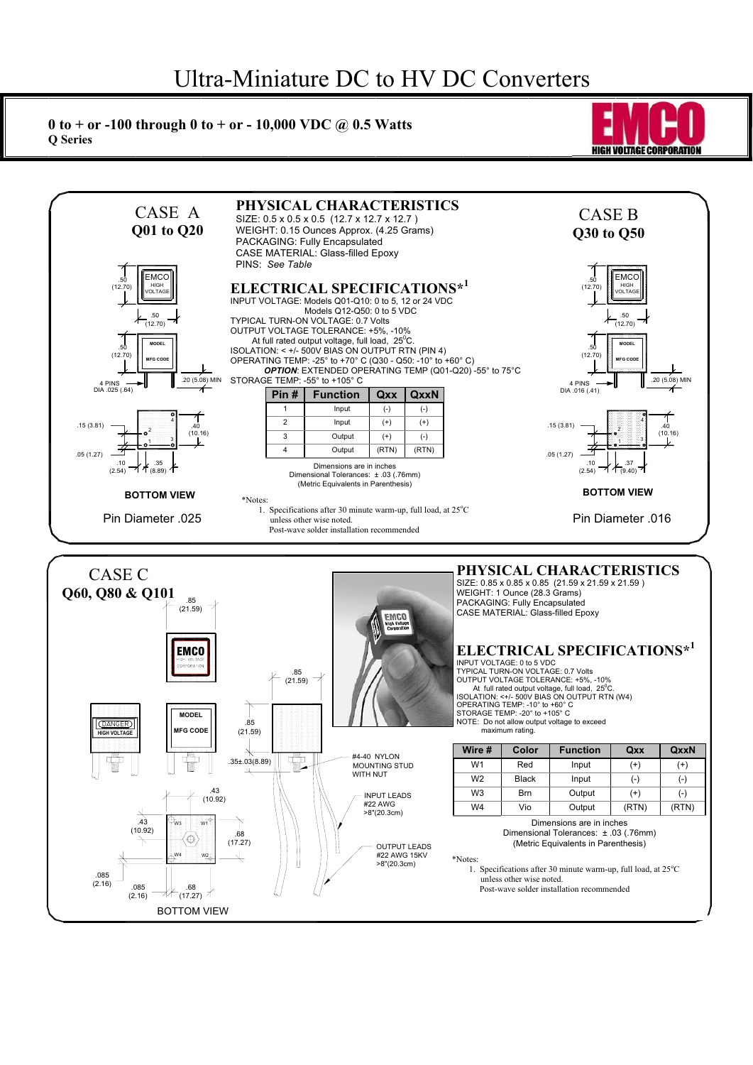# Ultra-Miniature DC to HV DC Converters

**0 to + or -100 through 0 to + or - 10,000 VDC @ 0.5 Watts**
**Q Series**

## CASE A
**Q01 to Q20**

## PHYSICAL CHARACTERISTICS

SIZE: 0.5 x 0.5 x 0.5 (12.7 x 12.7 x 12.7 )
WEIGHT: 0.15 Ounces Approx. (4.25 Grams)
PACKAGING: Fully Encapsulated
CASE MATERIAL: Glass-filled Epoxy
PINS: *See Table*

## ELECTRICAL SPECIFICATIONS*[1]

INPUT VOLTAGE: Models Q01-Q10: 0 to 5, 12 or 24 VDC
Models Q12-Q50: 0 to 5 VDC
TYPICAL TURN-ON VOLTAGE: 0.7 Volts
OUTPUT VOLTAGE TOLERANCE: +5%, -10%
At full rated output voltage, full load, 25°C.
ISOLATION: < +/- 500V BIAS ON OUTPUT RTN (PIN 4)
OPERATING TEMP: -25° to +70° C (Q30 - Q50: -10° to +60° C)
***OPTION***: EXTENDED OPERATING TEMP (Q01-Q20) -55° to 75°C
STORAGE TEMP: -55° to +105° C

| Pin # | Function | Qxx | QxxN |
|---|---|---|---|
| 1 | Input | (-) | (-) |
| 2 | Input | (+) | (+) |
| 3 | Output | (+) | (-) |
| 4 | Output | (RTN) | (RTN) |

Dimensions are in inches
Dimensional Tolerances: ± .03 (.76mm)
(Metric Equivalents in Parenthesis)

*Notes:
1. Specifications after 30 minute warm-up, full load, at 25°C unless other wise noted.
Post-wave solder installation recommended

## CASE B
**Q30 to Q50**

Case A drawing: .50 (12.70); .50 (12.70); .50 (12.70); 4 PINS DIA .025 (.64); .20 (5.08) MIN; .15 (3.81); .40 (10.16); .05 (1.27); .10 (2.54); .35 (8.89); BOTTOM VIEW

Pin Diameter .025

Case B drawing: .50 (12.70); .50 (12.70); .50 (12.70); 4 PINS DIA .016 (.41); .20 (5.08) MIN; .15 (3.81); .40 (10.16); .05 (1.27); .10 (2.54); .37 (9.40); BOTTOM VIEW

Pin Diameter .016

## CASE C
**Q60, Q80 & Q101**

Case C drawing: .85 (21.59); .85 (21.59); .85 (21.59); .35±.03(8.89); #4-40 NYLON MOUNTING STUD WITH NUT; INPUT LEADS #22 AWG >8"(20.3cm); OUTPUT LEADS #22 AWG 15KV >8"(20.3cm); .43 (10.92); .43 (10.92); .68 (17.27); .68 (17.27); .085 (2.16); .085 (2.16); BOTTOM VIEW

## PHYSICAL CHARACTERISTICS

SIZE: 0.85 x 0.85 x 0.85 (21.59 x 21.59 x 21.59 )
WEIGHT: 1 Ounce (28.3 Grams)
PACKAGING: Fully Encapsulated
CASE MATERIAL: Glass-filled Epoxy

## ELECTRICAL SPECIFICATIONS*[1]

INPUT VOLTAGE: 0 to 5 VDC
TYPICAL TURN-ON VOLTAGE: 0.7 Volts
OUTPUT VOLTAGE TOLERANCE: +5%, -10%
At full rated output voltage, full load, 25°C.
ISOLATION: <+/- 500V BIAS ON OUTPUT RTN (W4)
OPERATING TEMP: -10° to +60° C
STORAGE TEMP: -20° to +105° C
NOTE: Do not allow output voltage to exceed maximum rating.

| Wire # | Color | Function | Qxx | QxxN |
|---|---|---|---|---|
| W1 | Red | Input | (+) | (+) |
| W2 | Black | Input | (-) | (-) |
| W3 | Brn | Output | (+) | (-) |
| W4 | Vio | Output | (RTN) | (RTN) |

Dimensions are in inches
Dimensional Tolerances: ± .03 (.76mm)
(Metric Equivalents in Parenthesis)

*Notes:
1. Specifications after 30 minute warm-up, full load, at 25°C unless other wise noted.
Post-wave solder installation recommended